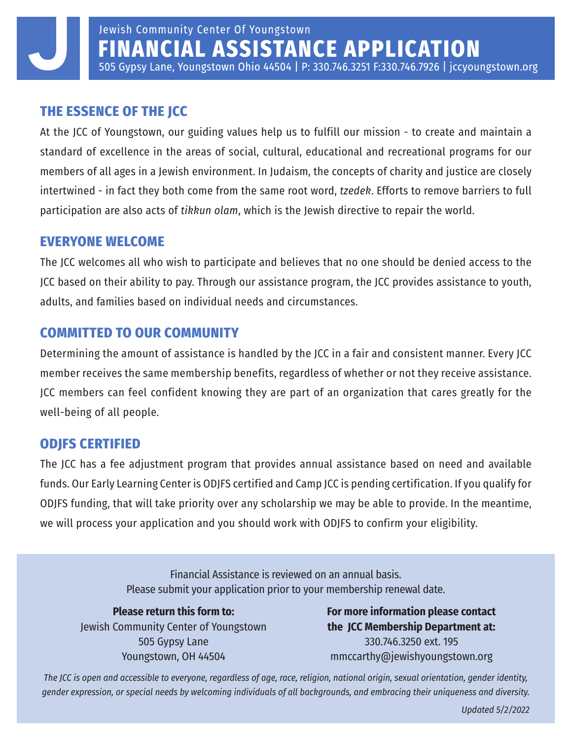J

Jewish Community Center Of Youngstown

# FINANCIAL ASSISTANCE APPLICATION

505 Gypsy Lane, Youngstown Ohio 44504 | P: 330.746.3251 F:330.746.7926 | jccyoungstown.org

## THE ESSENCE OF THE JCC

At the JCC of Youngstown, our guiding values help us to fulfill our mission - to create and maintain a standard of excellence in the areas of social, cultural, educational and recreational programs for our members of all ages in a Jewish environment. In Judaism, the concepts of charity and justice are closely intertwined - in fact they both come from the same root word, *tzedek*. Efforts to remove barriers to full participation are also acts of *tikkun olam*, which is the Jewish directive to repair the world.

## EVERYONE WELCOME

The JCC welcomes all who wish to participate and believes that no one should be denied access to the JCC based on their ability to pay. Through our assistance program, the JCC provides assistance to youth, adults, and families based on individual needs and circumstances.

## COMMITTED TO OUR COMMUNITY

Determining the amount of assistance is handled by the JCC in a fair and consistent manner. Every JCC member receives the same membership benefits, regardless of whether or not they receive assistance. JCC members can feel confident knowing they are part of an organization that cares greatly for the well-being of all people.

## ODJFS CERTIFIED

The JCC has a fee adjustment program that provides annual assistance based on need and available funds. Our Early Learning Center is ODJFS certified and Camp JCC is pending certification. If you qualify for ODJFS funding, that will take priority over any scholarship we may be able to provide. In the meantime, we will process your application and you should work with ODJFS to confirm your eligibility.

Financial Assistance is reviewed on an annual basis.
Please submit your application prior to your membership renewal date.

**Please return this form to:**
Jewish Community Center of Youngstown
505 Gypsy Lane
Youngstown, OH 44504

**For more information please contact the JCC Membership Department at:**
330.746.3250 ext. 195
mmccarthy@jewishyoungstown.org

*The JCC is open and accessible to everyone, regardless of age, race, religion, national origin, sexual orientation, gender identity, gender expression, or special needs by welcoming individuals of all backgrounds, and embracing their uniqueness and diversity.*

*Updated 5/2/2022*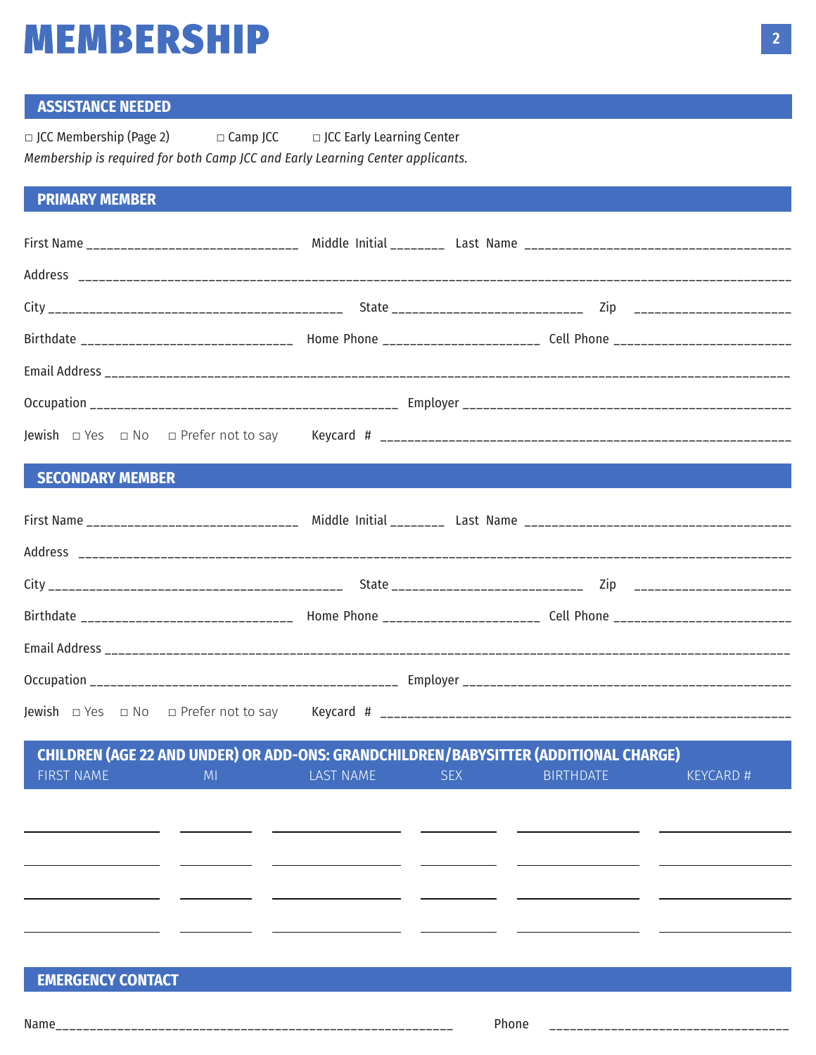# MEMBERSHIP

## ASSISTANCE NEEDED

□ JCC Membership (Page 2)  □ Camp JCC  □ JCC Early Learning Center

*Membership is required for both Camp JCC and Early Learning Center applicants.*

## PRIMARY MEMBER

First Name ____________________________ Middle Initial _______ Last Name ____________________________________

Address ______________________________________________________________________________________________

City ________________________________________ State __________________________ Zip _____________________

Birthdate ____________________________ Home Phone _____________________ Cell Phone _________________________

Email Address ________________________________________________________________________________________

Occupation ___________________________________________ Employer _____________________________________________

Jewish □ Yes □ No □ Prefer not to say  Keycard # ______________________________________________________

## SECONDARY MEMBER

First Name ____________________________ Middle Initial _______ Last Name ____________________________________

Address ______________________________________________________________________________________________

City ________________________________________ State __________________________ Zip _____________________

Birthdate ____________________________ Home Phone _____________________ Cell Phone _________________________

Email Address ________________________________________________________________________________________

Occupation ___________________________________________ Employer _____________________________________________

Jewish □ Yes □ No □ Prefer not to say  Keycard # ______________________________________________________

## CHILDREN (AGE 22 AND UNDER) OR ADD-ONS: GRANDCHILDREN/BABYSITTER (ADDITIONAL CHARGE)

| FIRST NAME | MI | LAST NAME | SEX | BIRTHDATE | KEYCARD # |
|---|---|---|---|---|---|
| | | | | | |
| | | | | | |
| | | | | | |
| | | | | | |

## EMERGENCY CONTACT

Name_______________________________________________________  Phone _________________________________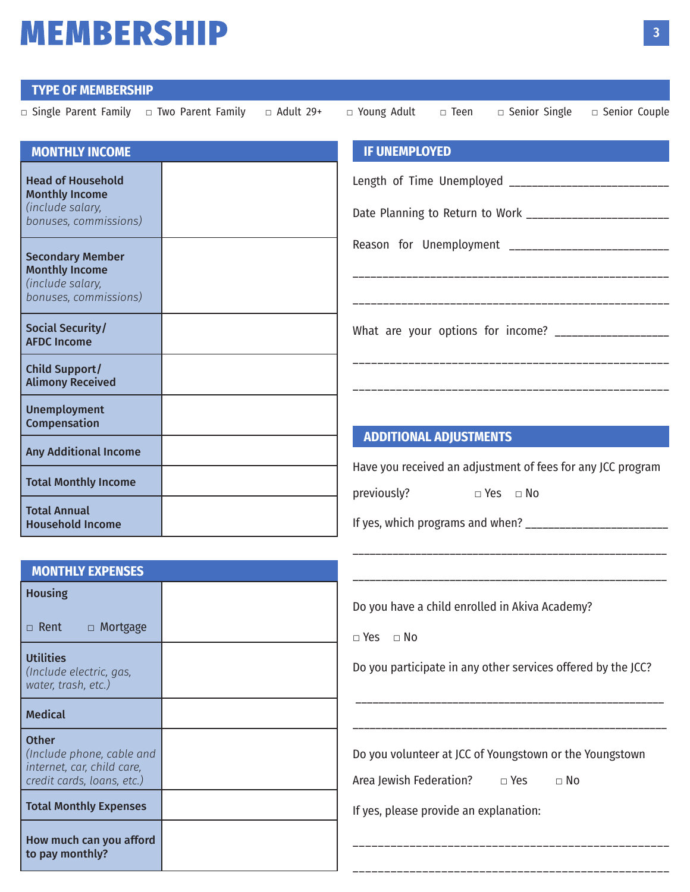# MEMBERSHIP

## TYPE OF MEMBERSHIP

□ Single Parent Family □ Two Parent Family □ Adult 29+ □ Young Adult □ Teen □ Senior Single □ Senior Couple

## MONTHLY INCOME

| | |
|---|---|
| **Head of Household Monthly Income** *(include salary, bonuses, commissions)* | |
| **Secondary Member Monthly Income** *(include salary, bonuses, commissions)* | |
| **Social Security/ AFDC Income** | |
| **Child Support/ Alimony Received** | |
| **Unemployment Compensation** | |
| **Any Additional Income** | |
| **Total Monthly Income** | |
| **Total Annual Household Income** | |

## MONTHLY EXPENSES

| | |
|---|---|
| **Housing** □ Rent □ Mortgage | |
| **Utilities** *(Include electric, gas, water, trash, etc.)* | |
| **Medical** | |
| **Other** *(Include phone, cable and internet, car, child care, credit cards, loans, etc.)* | |
| **Total Monthly Expenses** | |
| **How much can you afford to pay monthly?** | |

## IF UNEMPLOYED

Length of Time Unemployed ___________________________

Date Planning to Return to Work ________________________

Reason for Unemployment ___________________________

______________________________________________________

______________________________________________________

What are your options for income? ____________________

______________________________________________________

______________________________________________________

## ADDITIONAL ADJUSTMENTS

Have you received an adjustment of fees for any JCC program previously? □ Yes □ No

If yes, which programs and when? ________________________

______________________________________________________

______________________________________________________

Do you have a child enrolled in Akiva Academy?

□ Yes □ No

Do you participate in any other services offered by the JCC?

______________________________________________________

______________________________________________________

Do you volunteer at JCC of Youngstown or the Youngstown Area Jewish Federation? □ Yes □ No

If yes, please provide an explanation:

______________________________________________________

______________________________________________________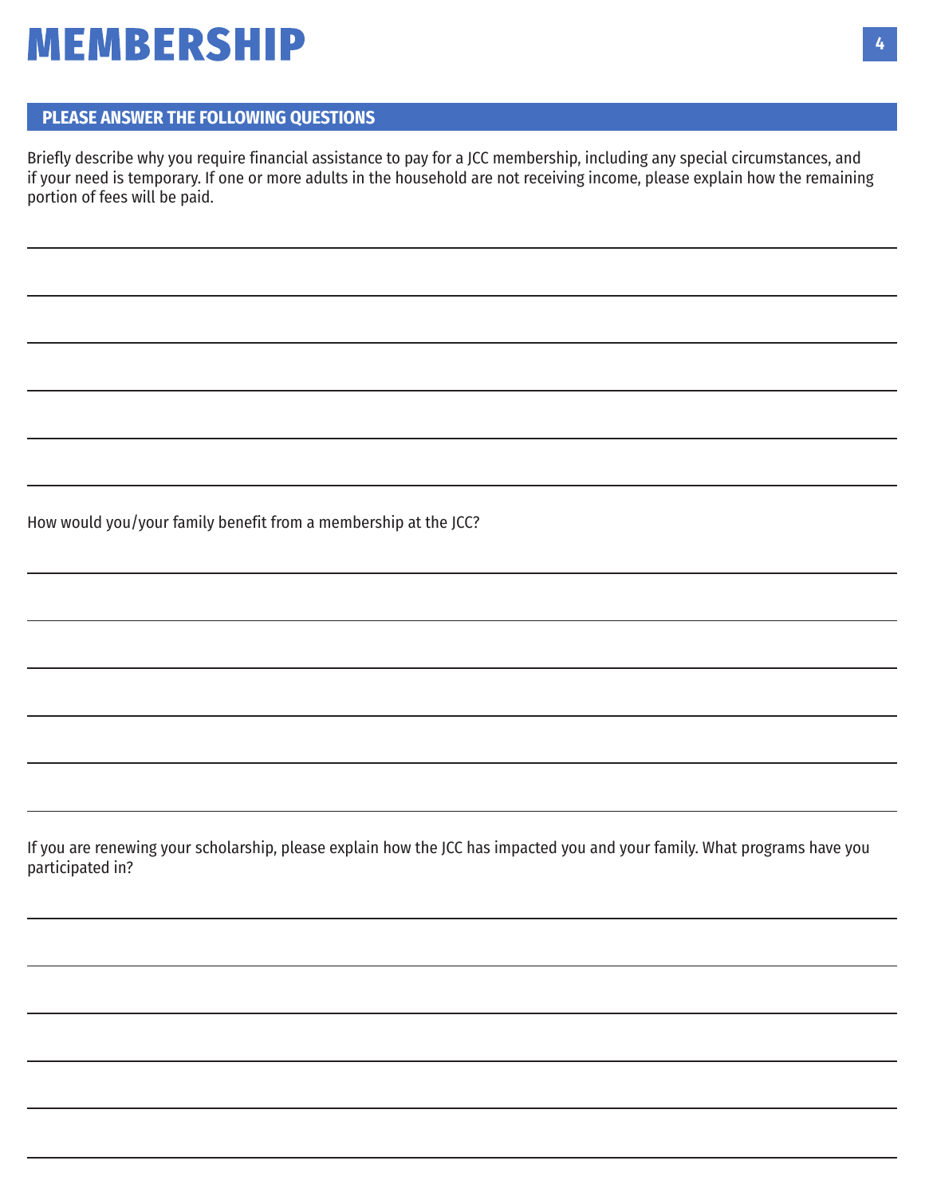# MEMBERSHIP

## PLEASE ANSWER THE FOLLOWING QUESTIONS

Briefly describe why you require financial assistance to pay for a JCC membership, including any special circumstances, and if your need is temporary. If one or more adults in the household are not receiving income, please explain how the remaining portion of fees will be paid.

______________________________________________________________________

______________________________________________________________________

______________________________________________________________________

______________________________________________________________________

______________________________________________________________________

______________________________________________________________________

How would you/your family benefit from a membership at the JCC?

______________________________________________________________________

______________________________________________________________________

______________________________________________________________________

______________________________________________________________________

______________________________________________________________________

______________________________________________________________________

If you are renewing your scholarship, please explain how the JCC has impacted you and your family. What programs have you participated in?

______________________________________________________________________

______________________________________________________________________

______________________________________________________________________

______________________________________________________________________

______________________________________________________________________

______________________________________________________________________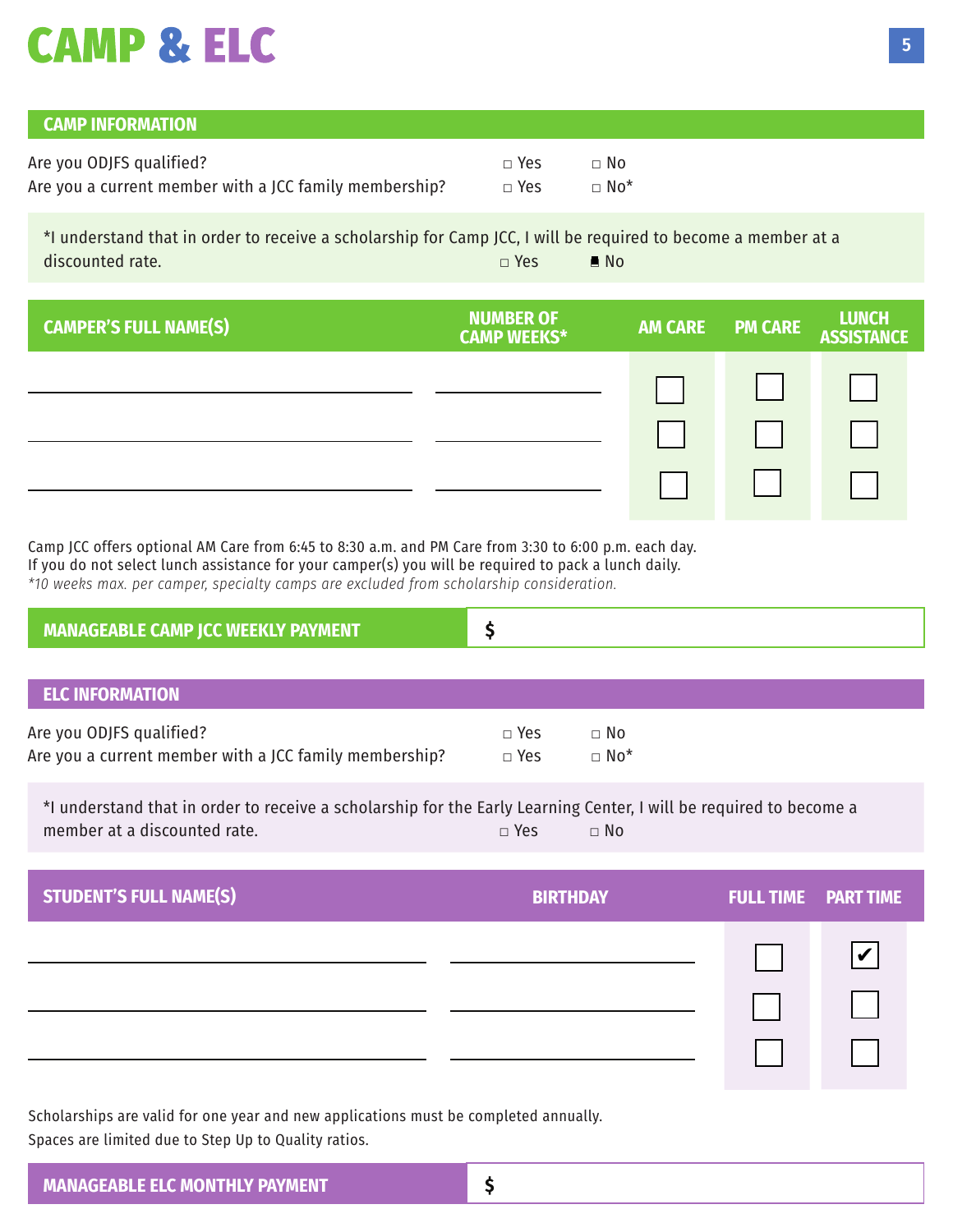# CAMP & ELC

## CAMP INFORMATION

Are you ODJFS qualified? ☐ Yes ☐ No

Are you a current member with a JCC family membership? ☐ Yes ☐ No*

*I understand that in order to receive a scholarship for Camp JCC, I will be required to become a member at a discounted rate. ☐ Yes ■ No

| CAMPER'S FULL NAME(S) | NUMBER OF CAMP WEEKS* | AM CARE | PM CARE | LUNCH ASSISTANCE |
| --- | --- | --- | --- | --- |
| ______________________ | __________ | ☐ | ☐ | ☐ |
| ______________________ | __________ | ☐ | ☐ | ☐ |
| ______________________ | __________ | ☐ | ☐ | ☐ |

Camp JCC offers optional AM Care from 6:45 to 8:30 a.m. and PM Care from 3:30 to 6:00 p.m. each day.
If you do not select lunch assistance for your camper(s) you will be required to pack a lunch daily.
*\*10 weeks max. per camper, specialty camps are excluded from scholarship consideration.*

**MANAGEABLE CAMP JCC WEEKLY PAYMENT** $ ______________

## ELC INFORMATION

Are you ODJFS qualified? ☐ Yes ☐ No

Are you a current member with a JCC family membership? ☐ Yes ☐ No*

*I understand that in order to receive a scholarship for the Early Learning Center, I will be required to become a member at a discounted rate. ☐ Yes ☐ No

| STUDENT'S FULL NAME(S) | BIRTHDAY | FULL TIME | PART TIME |
| --- | --- | --- | --- |
| ______________________ | __________ | ☐ | ☑ |
| ______________________ | __________ | ☐ | ☐ |
| ______________________ | __________ | ☐ | ☐ |

Scholarships are valid for one year and new applications must be completed annually.
Spaces are limited due to Step Up to Quality ratios.

**MANAGEABLE ELC MONTHLY PAYMENT** $ ______________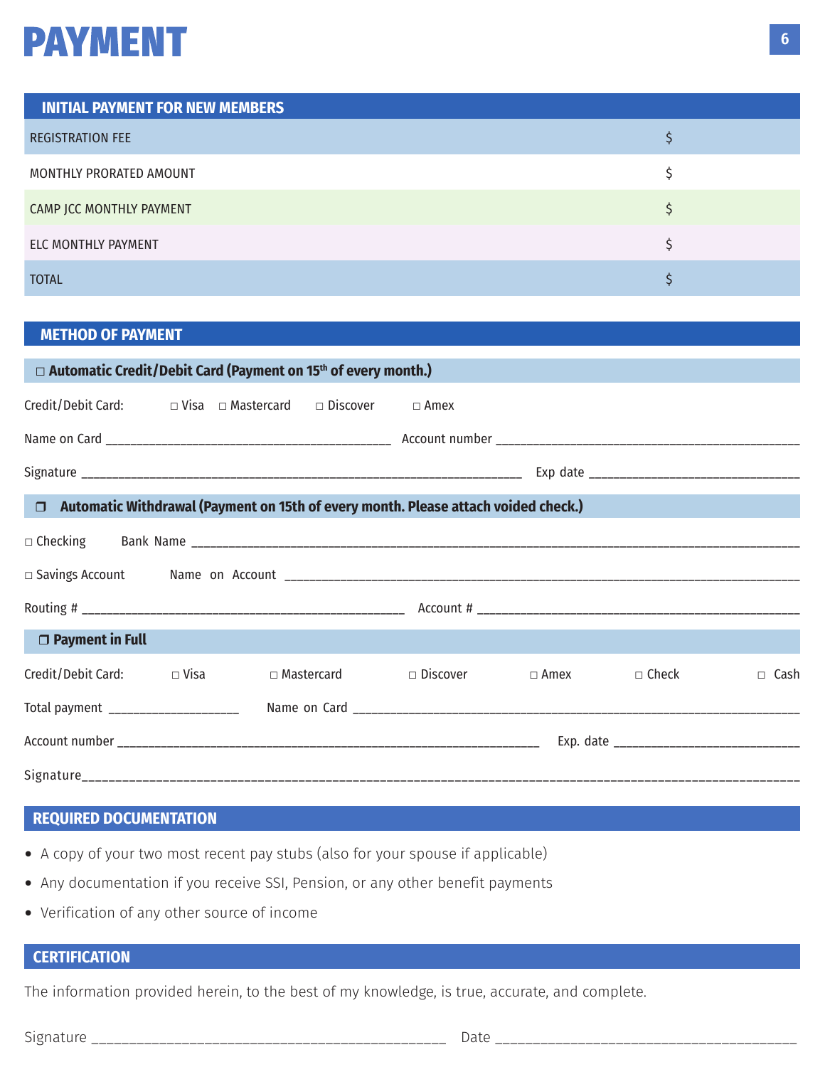# PAYMENT

| INITIAL PAYMENT FOR NEW MEMBERS | |
|---|---|
| REGISTRATION FEE | $ |
| MONTHLY PRORATED AMOUNT | $ |
| CAMP JCC MONTHLY PAYMENT | $ |
| ELC MONTHLY PAYMENT | $ |
| TOTAL | $ |

## METHOD OF PAYMENT

**□ Automatic Credit/Debit Card (Payment on 15th of every month.)**

Credit/Debit Card: □ Visa □ Mastercard □ Discover □ Amex

Name on Card ________________________________________ Account number ______________________________________________

Signature ____________________________________________________________________ Exp date ________________________________

**❒ Automatic Withdrawal (Payment on 15th of every month. Please attach voided check.)**

□ Checking Bank Name ______________________________________________________________________________________________

□ Savings Account Name on Account ______________________________________________________________________________

Routing # ______________________________________________ Account # ________________________________________________

**❒ Payment in Full**

Credit/Debit Card: □ Visa □ Mastercard □ Discover □ Amex □ Check □ Cash

Total payment ___________________ Name on Card ______________________________________________________________________

Account number _____________________________________________________________________ Exp. date ___________________________

Signature_____________________________________________________________________________________________________________

## REQUIRED DOCUMENTATION

- A copy of your two most recent pay stubs (also for your spouse if applicable)
- Any documentation if you receive SSI, Pension, or any other benefit payments
- Verification of any other source of income

## CERTIFICATION

The information provided herein, to the best of my knowledge, is true, accurate, and complete.

Signature ______________________________________________ Date _________________________________________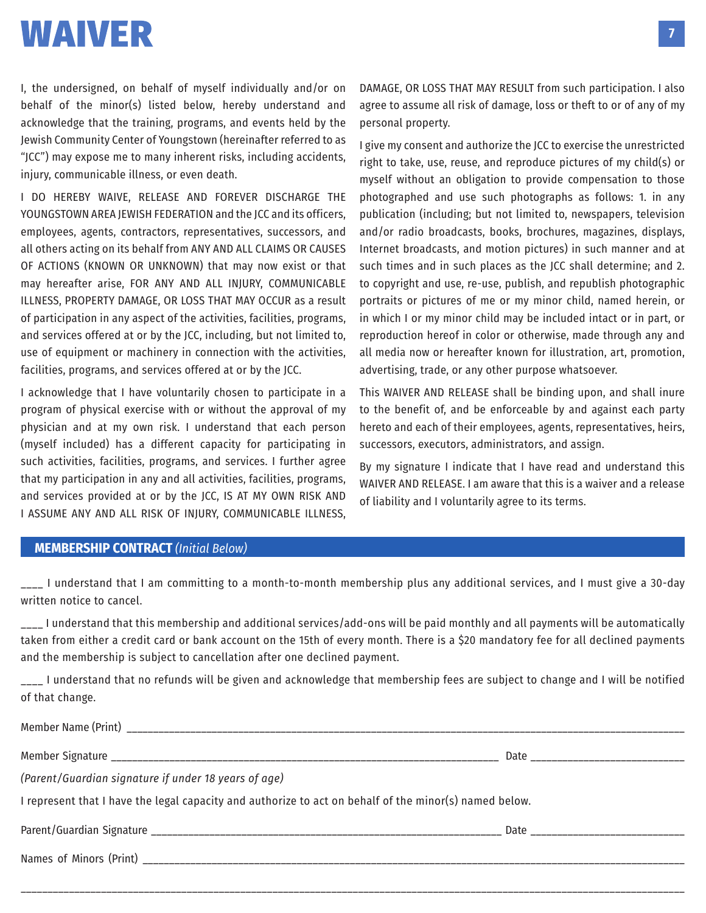# WAIVER

I, the undersigned, on behalf of myself individually and/or on behalf of the minor(s) listed below, hereby understand and acknowledge that the training, programs, and events held by the Jewish Community Center of Youngstown (hereinafter referred to as "JCC") may expose me to many inherent risks, including accidents, injury, communicable illness, or even death.

I DO HEREBY WAIVE, RELEASE AND FOREVER DISCHARGE THE YOUNGSTOWN AREA JEWISH FEDERATION and the JCC and its officers, employees, agents, contractors, representatives, successors, and all others acting on its behalf from ANY AND ALL CLAIMS OR CAUSES OF ACTIONS (KNOWN OR UNKNOWN) that may now exist or that may hereafter arise, FOR ANY AND ALL INJURY, COMMUNICABLE ILLNESS, PROPERTY DAMAGE, OR LOSS THAT MAY OCCUR as a result of participation in any aspect of the activities, facilities, programs, and services offered at or by the JCC, including, but not limited to, use of equipment or machinery in connection with the activities, facilities, programs, and services offered at or by the JCC.

I acknowledge that I have voluntarily chosen to participate in a program of physical exercise with or without the approval of my physician and at my own risk. I understand that each person (myself included) has a different capacity for participating in such activities, facilities, programs, and services. I further agree that my participation in any and all activities, facilities, programs, and services provided at or by the JCC, IS AT MY OWN RISK AND I ASSUME ANY AND ALL RISK OF INJURY, COMMUNICABLE ILLNESS, DAMAGE, OR LOSS THAT MAY RESULT from such participation. I also agree to assume all risk of damage, loss or theft to or of any of my personal property.

I give my consent and authorize the JCC to exercise the unrestricted right to take, use, reuse, and reproduce pictures of my child(s) or myself without an obligation to provide compensation to those photographed and use such photographs as follows: 1. in any publication (including; but not limited to, newspapers, television and/or radio broadcasts, books, brochures, magazines, displays, Internet broadcasts, and motion pictures) in such manner and at such times and in such places as the JCC shall determine; and 2. to copyright and use, re-use, publish, and republish photographic portraits or pictures of me or my minor child, named herein, or in which I or my minor child may be included intact or in part, or reproduction hereof in color or otherwise, made through any and all media now or hereafter known for illustration, art, promotion, advertising, trade, or any other purpose whatsoever.

This WAIVER AND RELEASE shall be binding upon, and shall inure to the benefit of, and be enforceable by and against each party hereto and each of their employees, agents, representatives, heirs, successors, executors, administrators, and assign.

By my signature I indicate that I have read and understand this WAIVER AND RELEASE. I am aware that this is a waiver and a release of liability and I voluntarily agree to its terms.

## MEMBERSHIP CONTRACT *(Initial Below)*

____ I understand that I am committing to a month-to-month membership plus any additional services, and I must give a 30-day written notice to cancel.

____ I understand that this membership and additional services/add-ons will be paid monthly and all payments will be automatically taken from either a credit card or bank account on the 15th of every month. There is a $20 mandatory fee for all declined payments and the membership is subject to cancellation after one declined payment.

____ I understand that no refunds will be given and acknowledge that membership fees are subject to change and I will be notified of that change.

Member Name (Print) ______________________________________________

Member Signature ______________________________________ Date ____________________

*(Parent/Guardian signature if under 18 years of age)*

I represent that I have the legal capacity and authorize to act on behalf of the minor(s) named below.

Parent/Guardian Signature ______________________________________ Date ____________________

Names of Minors (Print) ______________________________________________

______________________________________________________________________